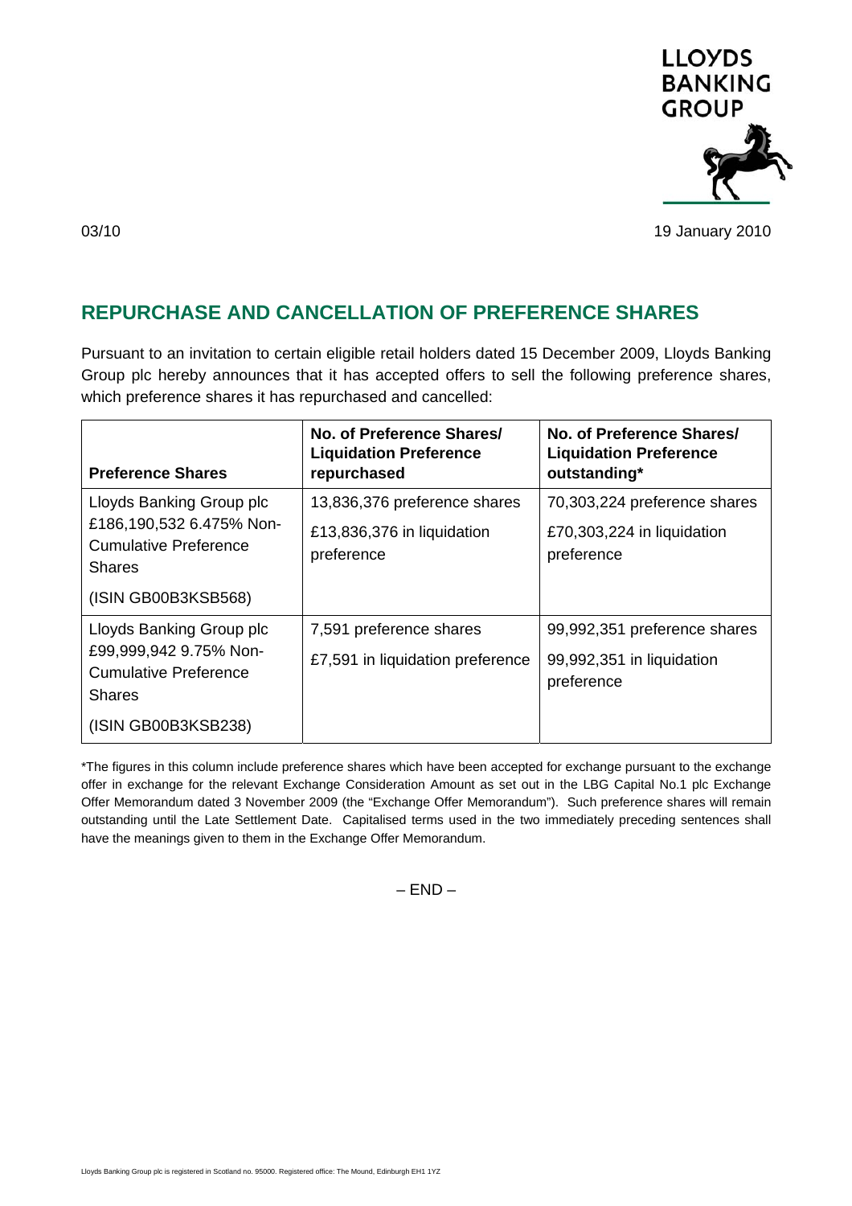LLOYDS BANKING GROUP

03/10

19 January 2010

## REPURCHASE AND CANCELLATION OF PREFERENCE SHARES

Pursuant to an invitation to certain eligible retail holders dated 15 December 2009, Lloyds Banking Group plc hereby announces that it has accepted offers to sell the following preference shares, which preference shares it has repurchased and cancelled:

| Preference Shares | No. of Preference Shares/ Liquidation Preference repurchased | No. of Preference Shares/ Liquidation Preference outstanding* |
|---|---|---|
| Lloyds Banking Group plc £186,190,532 6.475% Non-Cumulative Preference Shares (ISIN GB00B3KSB568) | 13,836,376 preference shares £13,836,376 in liquidation preference | 70,303,224 preference shares £70,303,224 in liquidation preference |
| Lloyds Banking Group plc £99,999,942 9.75% Non-Cumulative Preference Shares (ISIN GB00B3KSB238) | 7,591 preference shares £7,591 in liquidation preference | 99,992,351 preference shares 99,992,351 in liquidation preference |

*The figures in this column include preference shares which have been accepted for exchange pursuant to the exchange offer in exchange for the relevant Exchange Consideration Amount as set out in the LBG Capital No.1 plc Exchange Offer Memorandum dated 3 November 2009 (the "Exchange Offer Memorandum"). Such preference shares will remain outstanding until the Late Settlement Date. Capitalised terms used in the two immediately preceding sentences shall have the meanings given to them in the Exchange Offer Memorandum.

– END –

Lloyds Banking Group plc is registered in Scotland no. 95000. Registered office: The Mound, Edinburgh EH1 1YZ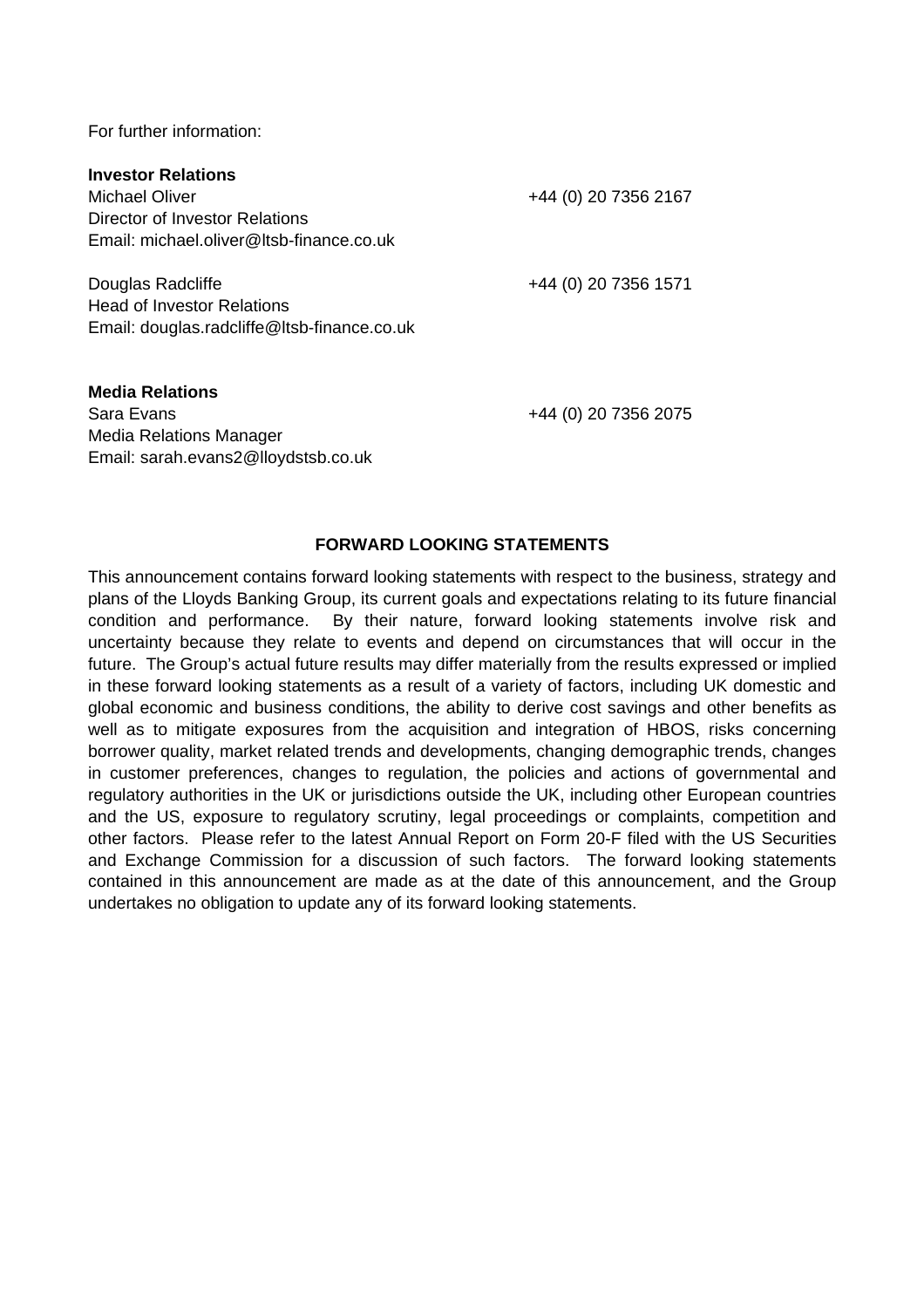For further information:

**Investor Relations**

Michael Oliver +44 (0) 20 7356 2167
Director of Investor Relations
Email: michael.oliver@ltsb-finance.co.uk

Douglas Radcliffe +44 (0) 20 7356 1571
Head of Investor Relations
Email: douglas.radcliffe@ltsb-finance.co.uk

**Media Relations**

Sara Evans +44 (0) 20 7356 2075
Media Relations Manager
Email: sarah.evans2@lloydstsb.co.uk

## FORWARD LOOKING STATEMENTS

This announcement contains forward looking statements with respect to the business, strategy and plans of the Lloyds Banking Group, its current goals and expectations relating to its future financial condition and performance. By their nature, forward looking statements involve risk and uncertainty because they relate to events and depend on circumstances that will occur in the future. The Group's actual future results may differ materially from the results expressed or implied in these forward looking statements as a result of a variety of factors, including UK domestic and global economic and business conditions, the ability to derive cost savings and other benefits as well as to mitigate exposures from the acquisition and integration of HBOS, risks concerning borrower quality, market related trends and developments, changing demographic trends, changes in customer preferences, changes to regulation, the policies and actions of governmental and regulatory authorities in the UK or jurisdictions outside the UK, including other European countries and the US, exposure to regulatory scrutiny, legal proceedings or complaints, competition and other factors. Please refer to the latest Annual Report on Form 20-F filed with the US Securities and Exchange Commission for a discussion of such factors. The forward looking statements contained in this announcement are made as at the date of this announcement, and the Group undertakes no obligation to update any of its forward looking statements.